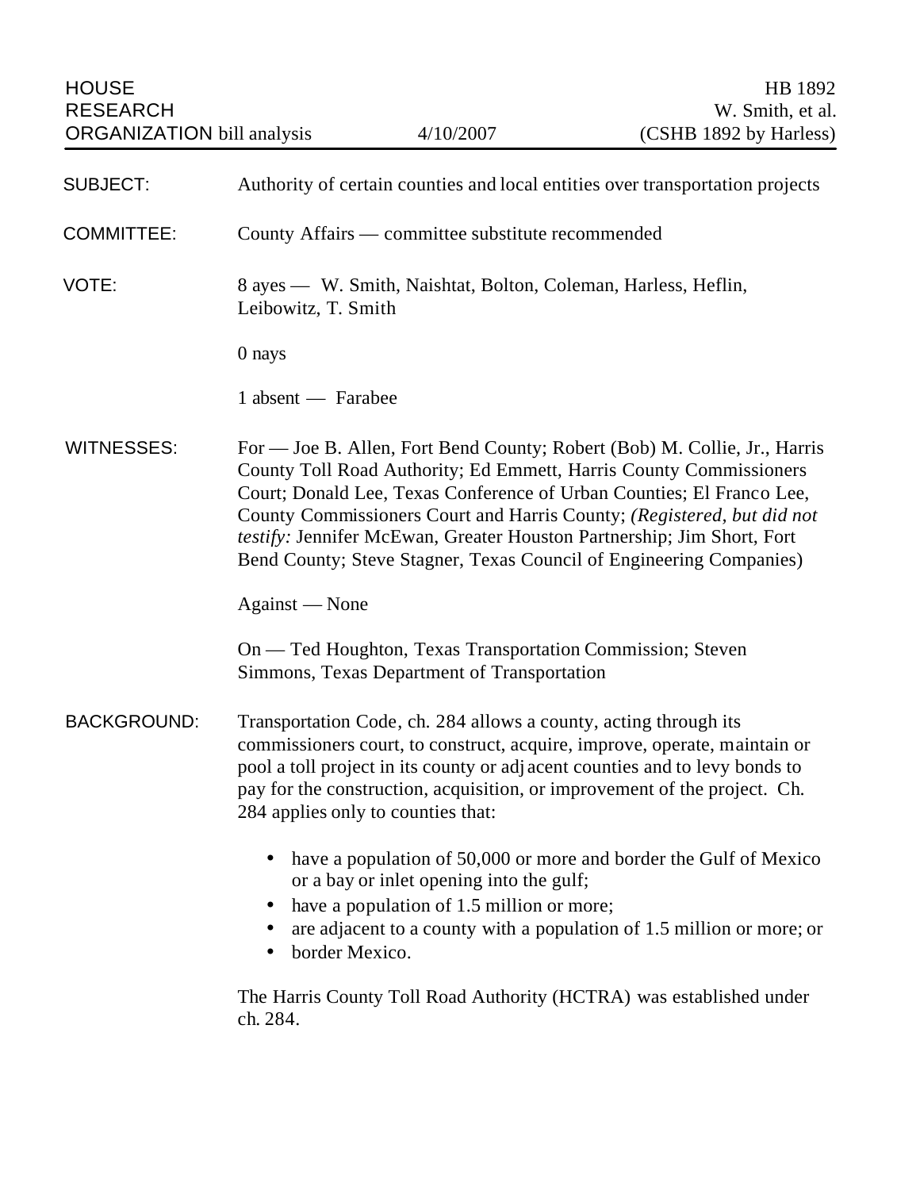HOUSE
RESEARCH
ORGANIZATION bill analysis

4/10/2007

HB 1892
W. Smith, et al.
(CSHB 1892 by Harless)

**SUBJECT:** Authority of certain counties and local entities over transportation projects

**COMMITTEE:** County Affairs — committee substitute recommended

**VOTE:** 8 ayes — W. Smith, Naishtat, Bolton, Coleman, Harless, Heflin, Leibowitz, T. Smith

0 nays

1 absent — Farabee

**WITNESSES:** For — Joe B. Allen, Fort Bend County; Robert (Bob) M. Collie, Jr., Harris County Toll Road Authority; Ed Emmett, Harris County Commissioners Court; Donald Lee, Texas Conference of Urban Counties; El Franco Lee, County Commissioners Court and Harris County; *(Registered, but did not testify:* Jennifer McEwan, Greater Houston Partnership; Jim Short, Fort Bend County; Steve Stagner, Texas Council of Engineering Companies)

Against — None

On — Ted Houghton, Texas Transportation Commission; Steven Simmons, Texas Department of Transportation

**BACKGROUND:** Transportation Code, ch. 284 allows a county, acting through its commissioners court, to construct, acquire, improve, operate, maintain or pool a toll project in its county or adjacent counties and to levy bonds to pay for the construction, acquisition, or improvement of the project. Ch. 284 applies only to counties that:

- have a population of 50,000 or more and border the Gulf of Mexico or a bay or inlet opening into the gulf;
- have a population of 1.5 million or more;
- are adjacent to a county with a population of 1.5 million or more; or
- border Mexico.

The Harris County Toll Road Authority (HCTRA) was established under ch. 284.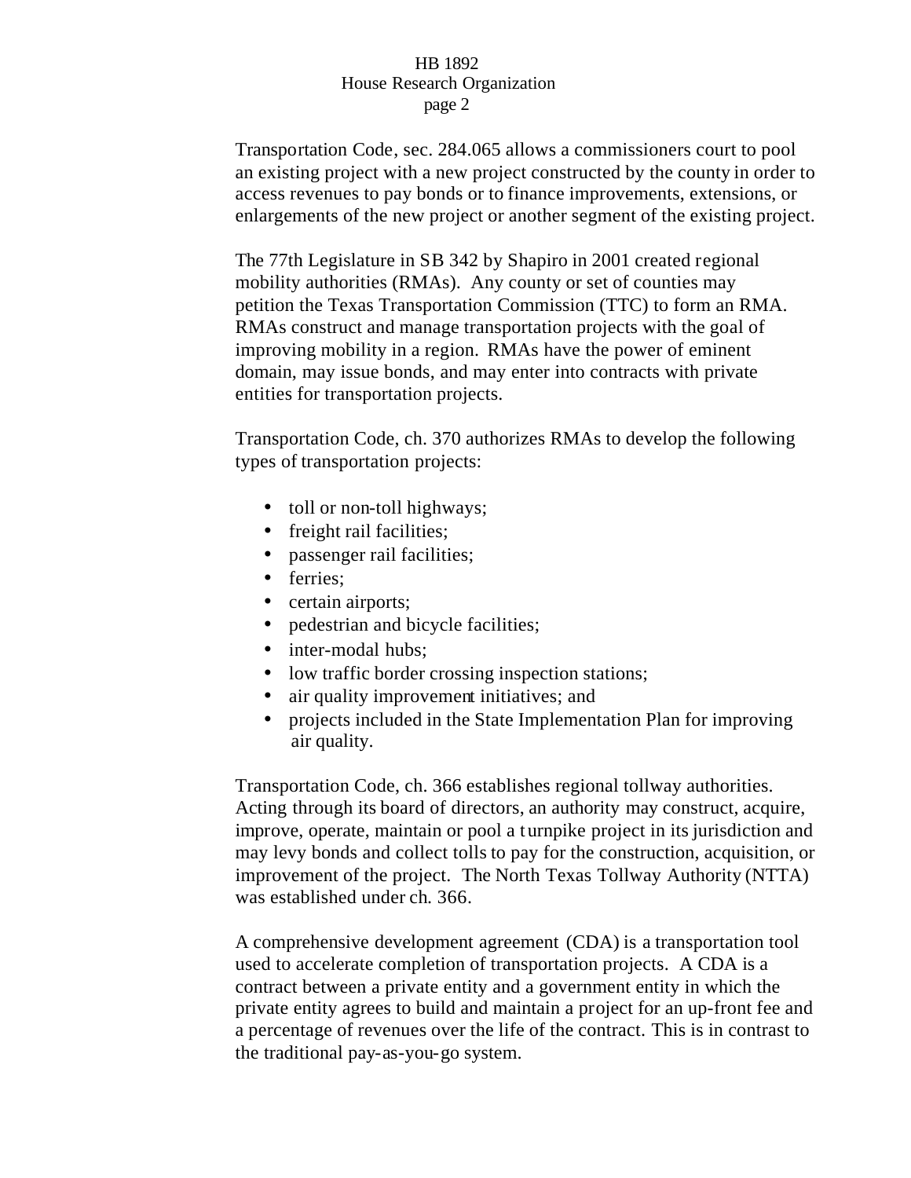Transportation Code, sec. 284.065 allows a commissioners court to pool an existing project with a new project constructed by the county in order to access revenues to pay bonds or to finance improvements, extensions, or enlargements of the new project or another segment of the existing project.

The 77th Legislature in SB 342 by Shapiro in 2001 created regional mobility authorities (RMAs). Any county or set of counties may petition the Texas Transportation Commission (TTC) to form an RMA. RMAs construct and manage transportation projects with the goal of improving mobility in a region. RMAs have the power of eminent domain, may issue bonds, and may enter into contracts with private entities for transportation projects.

Transportation Code, ch. 370 authorizes RMAs to develop the following types of transportation projects:

- toll or non-toll highways;
- freight rail facilities;
- passenger rail facilities;
- ferries;
- certain airports;
- pedestrian and bicycle facilities;
- inter-modal hubs;
- low traffic border crossing inspection stations;
- air quality improvement initiatives; and
- projects included in the State Implementation Plan for improving air quality.

Transportation Code, ch. 366 establishes regional tollway authorities. Acting through its board of directors, an authority may construct, acquire, improve, operate, maintain or pool a turnpike project in its jurisdiction and may levy bonds and collect tolls to pay for the construction, acquisition, or improvement of the project. The North Texas Tollway Authority (NTTA) was established under ch. 366.

A comprehensive development agreement (CDA) is a transportation tool used to accelerate completion of transportation projects. A CDA is a contract between a private entity and a government entity in which the private entity agrees to build and maintain a project for an up-front fee and a percentage of revenues over the life of the contract. This is in contrast to the traditional pay-as-you-go system.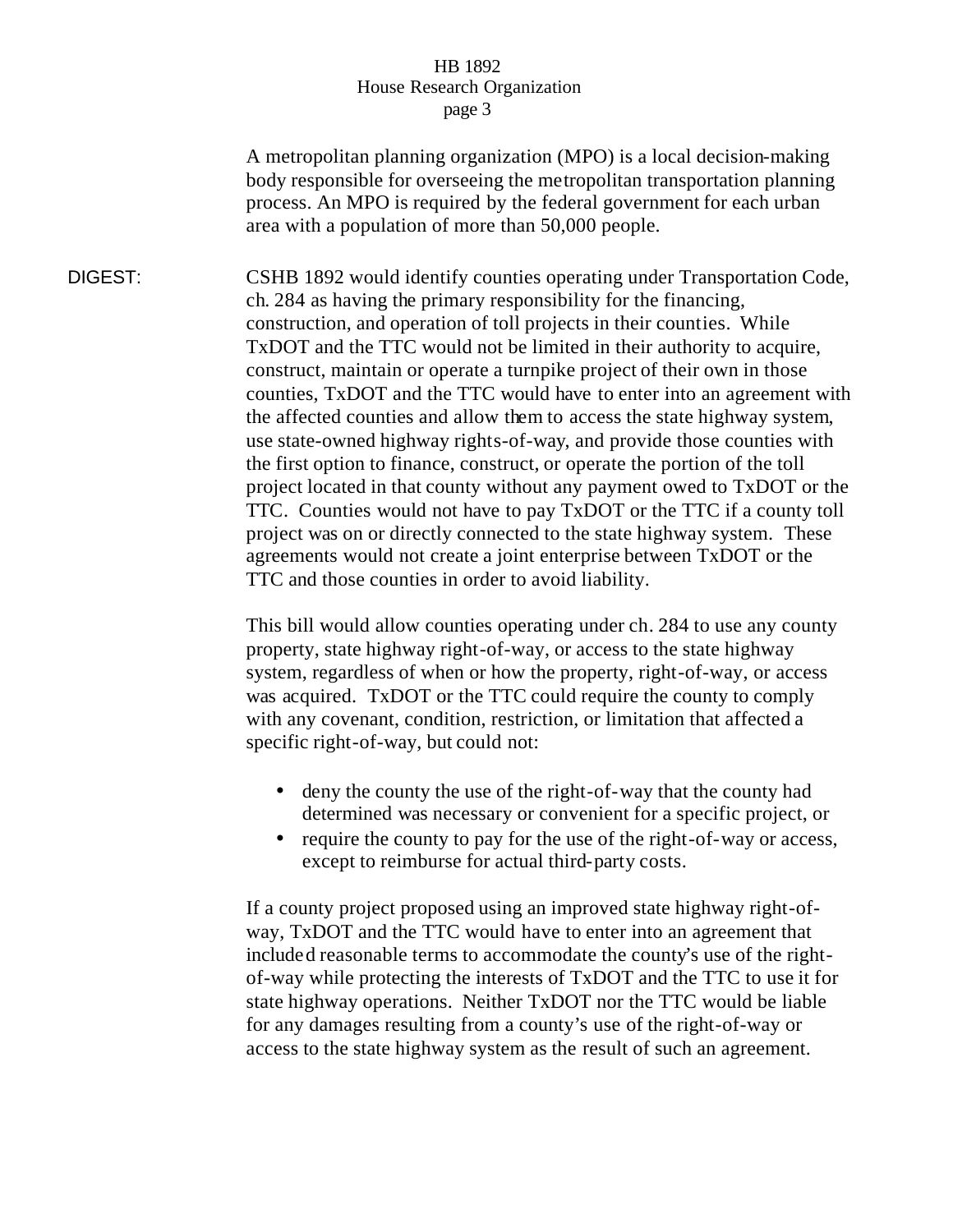A metropolitan planning organization (MPO) is a local decision-making body responsible for overseeing the metropolitan transportation planning process. An MPO is required by the federal government for each urban area with a population of more than 50,000 people.

**DIGEST:**

CSHB 1892 would identify counties operating under Transportation Code, ch. 284 as having the primary responsibility for the financing, construction, and operation of toll projects in their counties. While TxDOT and the TTC would not be limited in their authority to acquire, construct, maintain or operate a turnpike project of their own in those counties, TxDOT and the TTC would have to enter into an agreement with the affected counties and allow them to access the state highway system, use state-owned highway rights-of-way, and provide those counties with the first option to finance, construct, or operate the portion of the toll project located in that county without any payment owed to TxDOT or the TTC. Counties would not have to pay TxDOT or the TTC if a county toll project was on or directly connected to the state highway system. These agreements would not create a joint enterprise between TxDOT or the TTC and those counties in order to avoid liability.

This bill would allow counties operating under ch. 284 to use any county property, state highway right-of-way, or access to the state highway system, regardless of when or how the property, right-of-way, or access was acquired. TxDOT or the TTC could require the county to comply with any covenant, condition, restriction, or limitation that affected a specific right-of-way, but could not:

- deny the county the use of the right-of-way that the county had determined was necessary or convenient for a specific project, or
- require the county to pay for the use of the right-of-way or access, except to reimburse for actual third-party costs.

If a county project proposed using an improved state highway right-of-way, TxDOT and the TTC would have to enter into an agreement that included reasonable terms to accommodate the county's use of the right-of-way while protecting the interests of TxDOT and the TTC to use it for state highway operations. Neither TxDOT nor the TTC would be liable for any damages resulting from a county's use of the right-of-way or access to the state highway system as the result of such an agreement.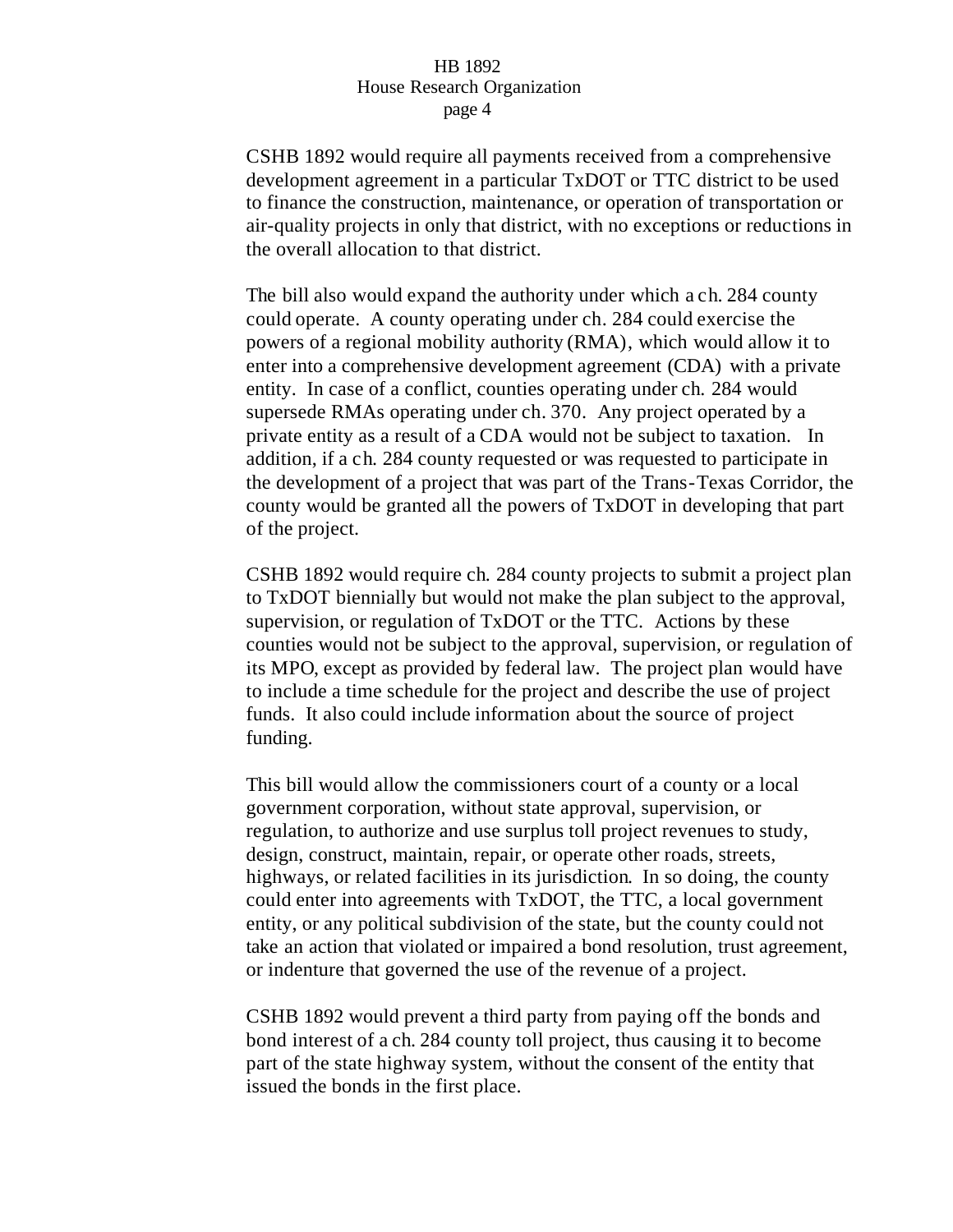CSHB 1892 would require all payments received from a comprehensive development agreement in a particular TxDOT or TTC district to be used to finance the construction, maintenance, or operation of transportation or air-quality projects in only that district, with no exceptions or reductions in the overall allocation to that district.

The bill also would expand the authority under which a ch. 284 county could operate. A county operating under ch. 284 could exercise the powers of a regional mobility authority (RMA), which would allow it to enter into a comprehensive development agreement (CDA) with a private entity. In case of a conflict, counties operating under ch. 284 would supersede RMAs operating under ch. 370. Any project operated by a private entity as a result of a CDA would not be subject to taxation. In addition, if a ch. 284 county requested or was requested to participate in the development of a project that was part of the Trans-Texas Corridor, the county would be granted all the powers of TxDOT in developing that part of the project.

CSHB 1892 would require ch. 284 county projects to submit a project plan to TxDOT biennially but would not make the plan subject to the approval, supervision, or regulation of TxDOT or the TTC. Actions by these counties would not be subject to the approval, supervision, or regulation of its MPO, except as provided by federal law. The project plan would have to include a time schedule for the project and describe the use of project funds. It also could include information about the source of project funding.

This bill would allow the commissioners court of a county or a local government corporation, without state approval, supervision, or regulation, to authorize and use surplus toll project revenues to study, design, construct, maintain, repair, or operate other roads, streets, highways, or related facilities in its jurisdiction. In so doing, the county could enter into agreements with TxDOT, the TTC, a local government entity, or any political subdivision of the state, but the county could not take an action that violated or impaired a bond resolution, trust agreement, or indenture that governed the use of the revenue of a project.

CSHB 1892 would prevent a third party from paying off the bonds and bond interest of a ch. 284 county toll project, thus causing it to become part of the state highway system, without the consent of the entity that issued the bonds in the first place.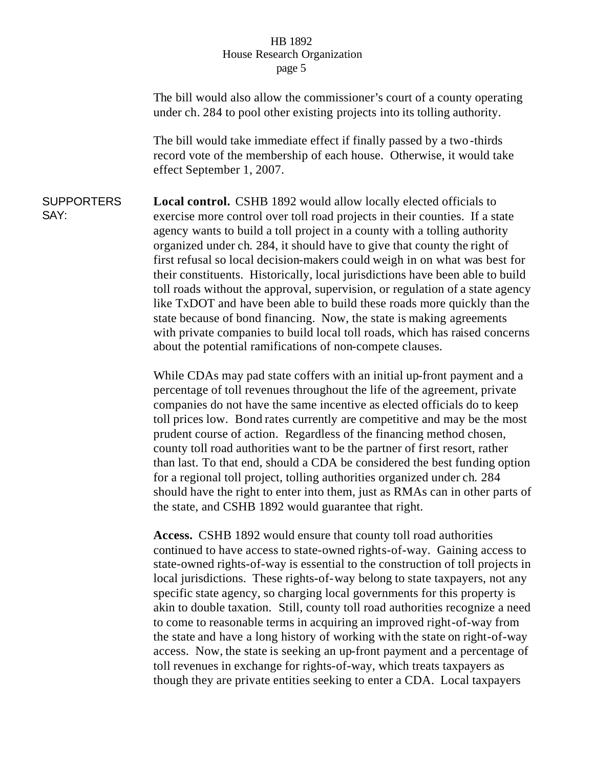The bill would also allow the commissioner's court of a county operating under ch. 284 to pool other existing projects into its tolling authority.

The bill would take immediate effect if finally passed by a two-thirds record vote of the membership of each house. Otherwise, it would take effect September 1, 2007.

SUPPORTERS SAY:

**Local control.** CSHB 1892 would allow locally elected officials to exercise more control over toll road projects in their counties. If a state agency wants to build a toll project in a county with a tolling authority organized under ch. 284, it should have to give that county the right of first refusal so local decision-makers could weigh in on what was best for their constituents. Historically, local jurisdictions have been able to build toll roads without the approval, supervision, or regulation of a state agency like TxDOT and have been able to build these roads more quickly than the state because of bond financing. Now, the state is making agreements with private companies to build local toll roads, which has raised concerns about the potential ramifications of non-compete clauses.

While CDAs may pad state coffers with an initial up-front payment and a percentage of toll revenues throughout the life of the agreement, private companies do not have the same incentive as elected officials do to keep toll prices low. Bond rates currently are competitive and may be the most prudent course of action. Regardless of the financing method chosen, county toll road authorities want to be the partner of first resort, rather than last. To that end, should a CDA be considered the best funding option for a regional toll project, tolling authorities organized under ch. 284 should have the right to enter into them, just as RMAs can in other parts of the state, and CSHB 1892 would guarantee that right.

**Access.** CSHB 1892 would ensure that county toll road authorities continued to have access to state-owned rights-of-way. Gaining access to state-owned rights-of-way is essential to the construction of toll projects in local jurisdictions. These rights-of-way belong to state taxpayers, not any specific state agency, so charging local governments for this property is akin to double taxation. Still, county toll road authorities recognize a need to come to reasonable terms in acquiring an improved right-of-way from the state and have a long history of working with the state on right-of-way access. Now, the state is seeking an up-front payment and a percentage of toll revenues in exchange for rights-of-way, which treats taxpayers as though they are private entities seeking to enter a CDA. Local taxpayers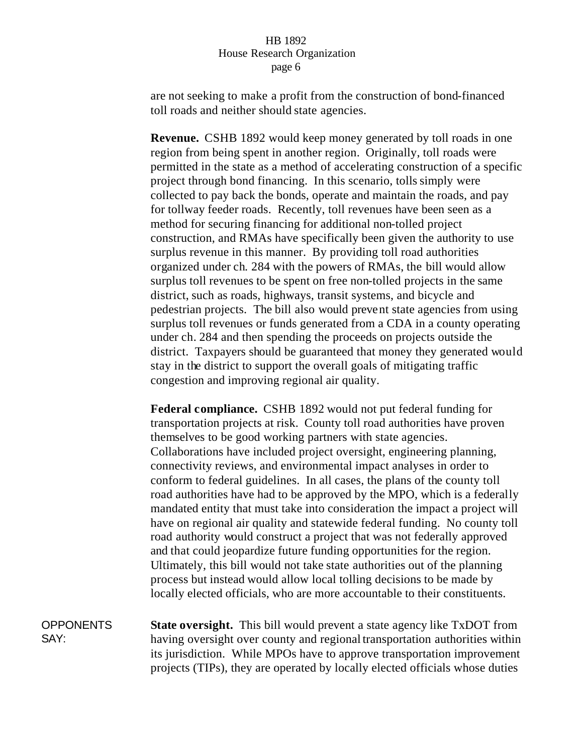are not seeking to make a profit from the construction of bond-financed toll roads and neither should state agencies.

**Revenue.** CSHB 1892 would keep money generated by toll roads in one region from being spent in another region. Originally, toll roads were permitted in the state as a method of accelerating construction of a specific project through bond financing. In this scenario, tolls simply were collected to pay back the bonds, operate and maintain the roads, and pay for tollway feeder roads. Recently, toll revenues have been seen as a method for securing financing for additional non-tolled project construction, and RMAs have specifically been given the authority to use surplus revenue in this manner. By providing toll road authorities organized under ch. 284 with the powers of RMAs, the bill would allow surplus toll revenues to be spent on free non-tolled projects in the same district, such as roads, highways, transit systems, and bicycle and pedestrian projects. The bill also would prevent state agencies from using surplus toll revenues or funds generated from a CDA in a county operating under ch. 284 and then spending the proceeds on projects outside the district. Taxpayers should be guaranteed that money they generated would stay in the district to support the overall goals of mitigating traffic congestion and improving regional air quality.

**Federal compliance.** CSHB 1892 would not put federal funding for transportation projects at risk. County toll road authorities have proven themselves to be good working partners with state agencies. Collaborations have included project oversight, engineering planning, connectivity reviews, and environmental impact analyses in order to conform to federal guidelines. In all cases, the plans of the county toll road authorities have had to be approved by the MPO, which is a federally mandated entity that must take into consideration the impact a project will have on regional air quality and statewide federal funding. No county toll road authority would construct a project that was not federally approved and that could jeopardize future funding opportunities for the region. Ultimately, this bill would not take state authorities out of the planning process but instead would allow local tolling decisions to be made by locally elected officials, who are more accountable to their constituents.

OPPONENTS SAY:

**State oversight.** This bill would prevent a state agency like TxDOT from having oversight over county and regional transportation authorities within its jurisdiction. While MPOs have to approve transportation improvement projects (TIPs), they are operated by locally elected officials whose duties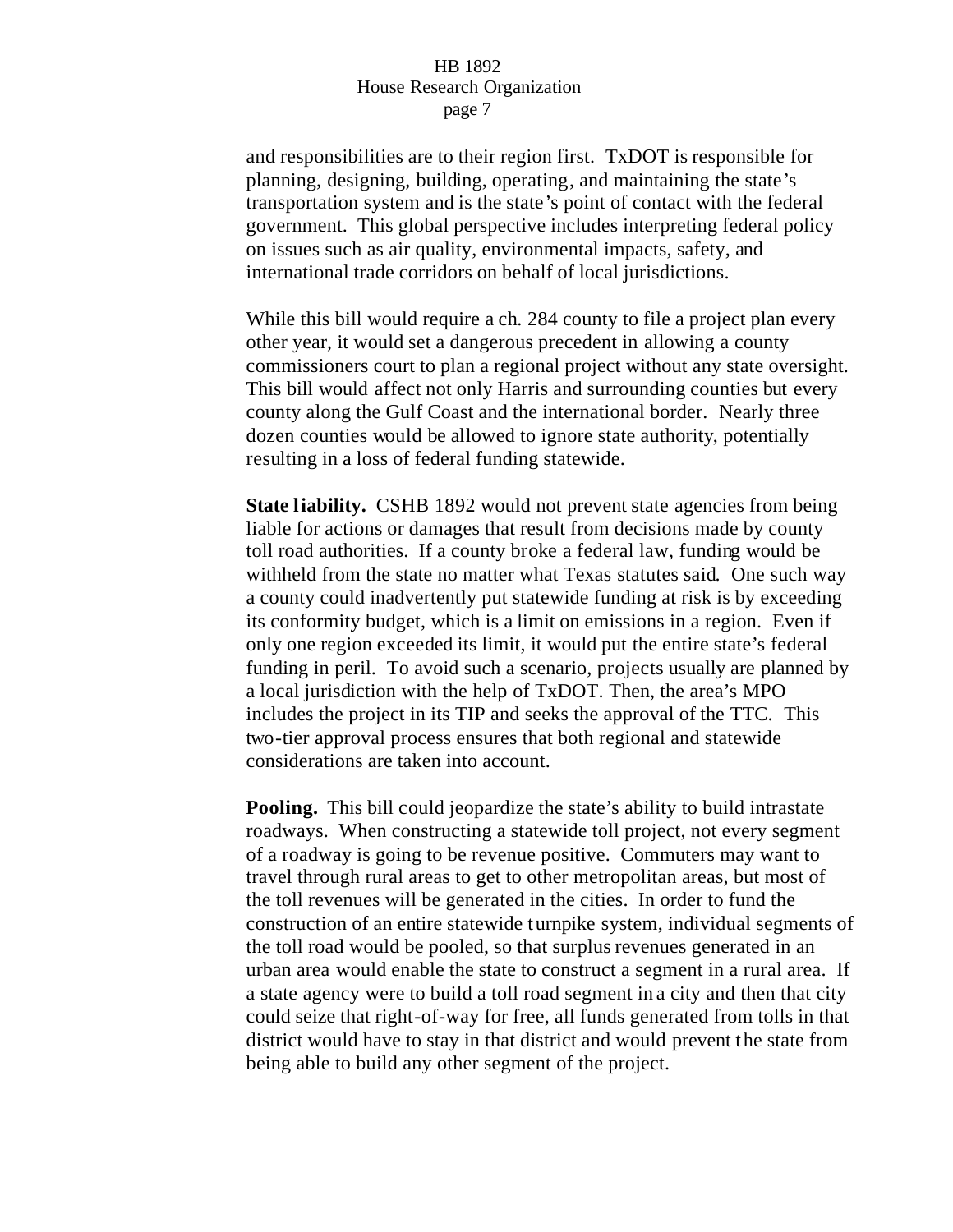and responsibilities are to their region first. TxDOT is responsible for planning, designing, building, operating, and maintaining the state's transportation system and is the state's point of contact with the federal government. This global perspective includes interpreting federal policy on issues such as air quality, environmental impacts, safety, and international trade corridors on behalf of local jurisdictions.

While this bill would require a ch. 284 county to file a project plan every other year, it would set a dangerous precedent in allowing a county commissioners court to plan a regional project without any state oversight. This bill would affect not only Harris and surrounding counties but every county along the Gulf Coast and the international border. Nearly three dozen counties would be allowed to ignore state authority, potentially resulting in a loss of federal funding statewide.

**State liability.** CSHB 1892 would not prevent state agencies from being liable for actions or damages that result from decisions made by county toll road authorities. If a county broke a federal law, funding would be withheld from the state no matter what Texas statutes said. One such way a county could inadvertently put statewide funding at risk is by exceeding its conformity budget, which is a limit on emissions in a region. Even if only one region exceeded its limit, it would put the entire state's federal funding in peril. To avoid such a scenario, projects usually are planned by a local jurisdiction with the help of TxDOT. Then, the area's MPO includes the project in its TIP and seeks the approval of the TTC. This two-tier approval process ensures that both regional and statewide considerations are taken into account.

**Pooling.** This bill could jeopardize the state's ability to build intrastate roadways. When constructing a statewide toll project, not every segment of a roadway is going to be revenue positive. Commuters may want to travel through rural areas to get to other metropolitan areas, but most of the toll revenues will be generated in the cities. In order to fund the construction of an entire statewide turnpike system, individual segments of the toll road would be pooled, so that surplus revenues generated in an urban area would enable the state to construct a segment in a rural area. If a state agency were to build a toll road segment in a city and then that city could seize that right-of-way for free, all funds generated from tolls in that district would have to stay in that district and would prevent the state from being able to build any other segment of the project.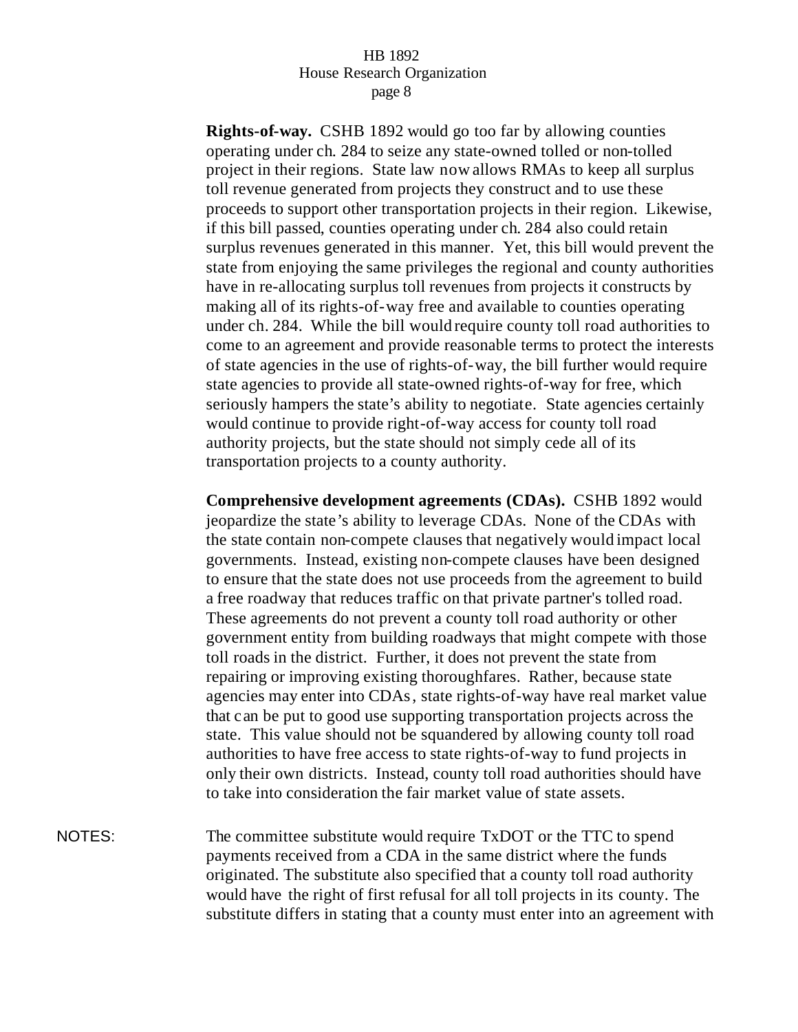**Rights-of-way.** CSHB 1892 would go too far by allowing counties operating under ch. 284 to seize any state-owned tolled or non-tolled project in their regions. State law now allows RMAs to keep all surplus toll revenue generated from projects they construct and to use these proceeds to support other transportation projects in their region. Likewise, if this bill passed, counties operating under ch. 284 also could retain surplus revenues generated in this manner. Yet, this bill would prevent the state from enjoying the same privileges the regional and county authorities have in re-allocating surplus toll revenues from projects it constructs by making all of its rights-of-way free and available to counties operating under ch. 284. While the bill would require county toll road authorities to come to an agreement and provide reasonable terms to protect the interests of state agencies in the use of rights-of-way, the bill further would require state agencies to provide all state-owned rights-of-way for free, which seriously hampers the state's ability to negotiate. State agencies certainly would continue to provide right-of-way access for county toll road authority projects, but the state should not simply cede all of its transportation projects to a county authority.

**Comprehensive development agreements (CDAs).** CSHB 1892 would jeopardize the state's ability to leverage CDAs. None of the CDAs with the state contain non-compete clauses that negatively would impact local governments. Instead, existing non-compete clauses have been designed to ensure that the state does not use proceeds from the agreement to build a free roadway that reduces traffic on that private partner's tolled road. These agreements do not prevent a county toll road authority or other government entity from building roadways that might compete with those toll roads in the district. Further, it does not prevent the state from repairing or improving existing thoroughfares. Rather, because state agencies may enter into CDAs, state rights-of-way have real market value that can be put to good use supporting transportation projects across the state. This value should not be squandered by allowing county toll road authorities to have free access to state rights-of-way to fund projects in only their own districts. Instead, county toll road authorities should have to take into consideration the fair market value of state assets.

NOTES: The committee substitute would require TxDOT or the TTC to spend payments received from a CDA in the same district where the funds originated. The substitute also specified that a county toll road authority would have the right of first refusal for all toll projects in its county. The substitute differs in stating that a county must enter into an agreement with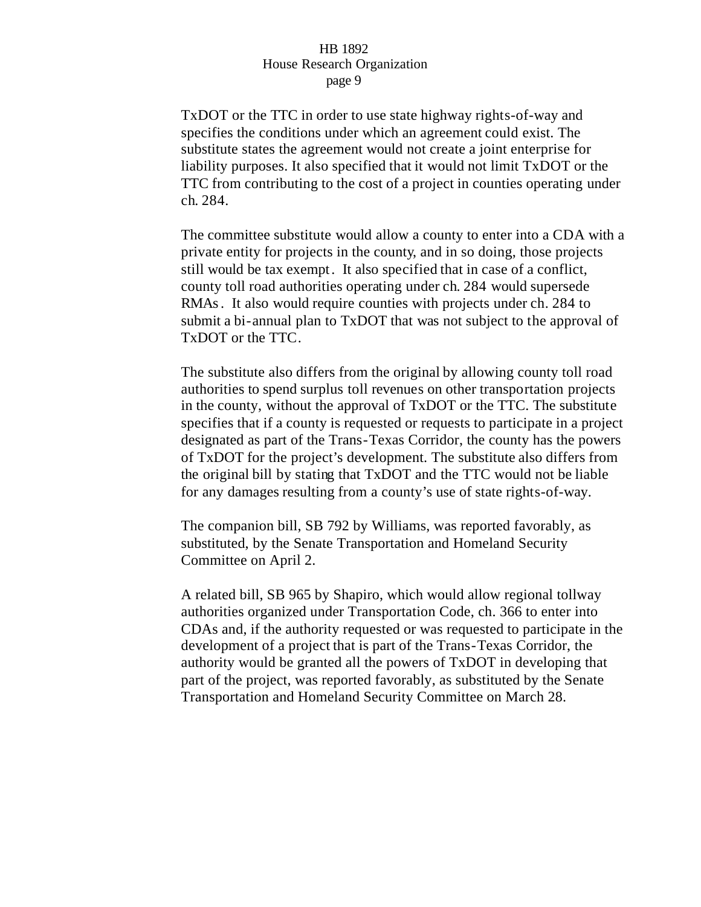TxDOT or the TTC in order to use state highway rights-of-way and specifies the conditions under which an agreement could exist. The substitute states the agreement would not create a joint enterprise for liability purposes. It also specified that it would not limit TxDOT or the TTC from contributing to the cost of a project in counties operating under ch. 284.

The committee substitute would allow a county to enter into a CDA with a private entity for projects in the county, and in so doing, those projects still would be tax exempt. It also specified that in case of a conflict, county toll road authorities operating under ch. 284 would supersede RMAs. It also would require counties with projects under ch. 284 to submit a bi-annual plan to TxDOT that was not subject to the approval of TxDOT or the TTC.

The substitute also differs from the original by allowing county toll road authorities to spend surplus toll revenues on other transportation projects in the county, without the approval of TxDOT or the TTC. The substitute specifies that if a county is requested or requests to participate in a project designated as part of the Trans-Texas Corridor, the county has the powers of TxDOT for the project's development. The substitute also differs from the original bill by stating that TxDOT and the TTC would not be liable for any damages resulting from a county's use of state rights-of-way.

The companion bill, SB 792 by Williams, was reported favorably, as substituted, by the Senate Transportation and Homeland Security Committee on April 2.

A related bill, SB 965 by Shapiro, which would allow regional tollway authorities organized under Transportation Code, ch. 366 to enter into CDAs and, if the authority requested or was requested to participate in the development of a project that is part of the Trans-Texas Corridor, the authority would be granted all the powers of TxDOT in developing that part of the project, was reported favorably, as substituted by the Senate Transportation and Homeland Security Committee on March 28.